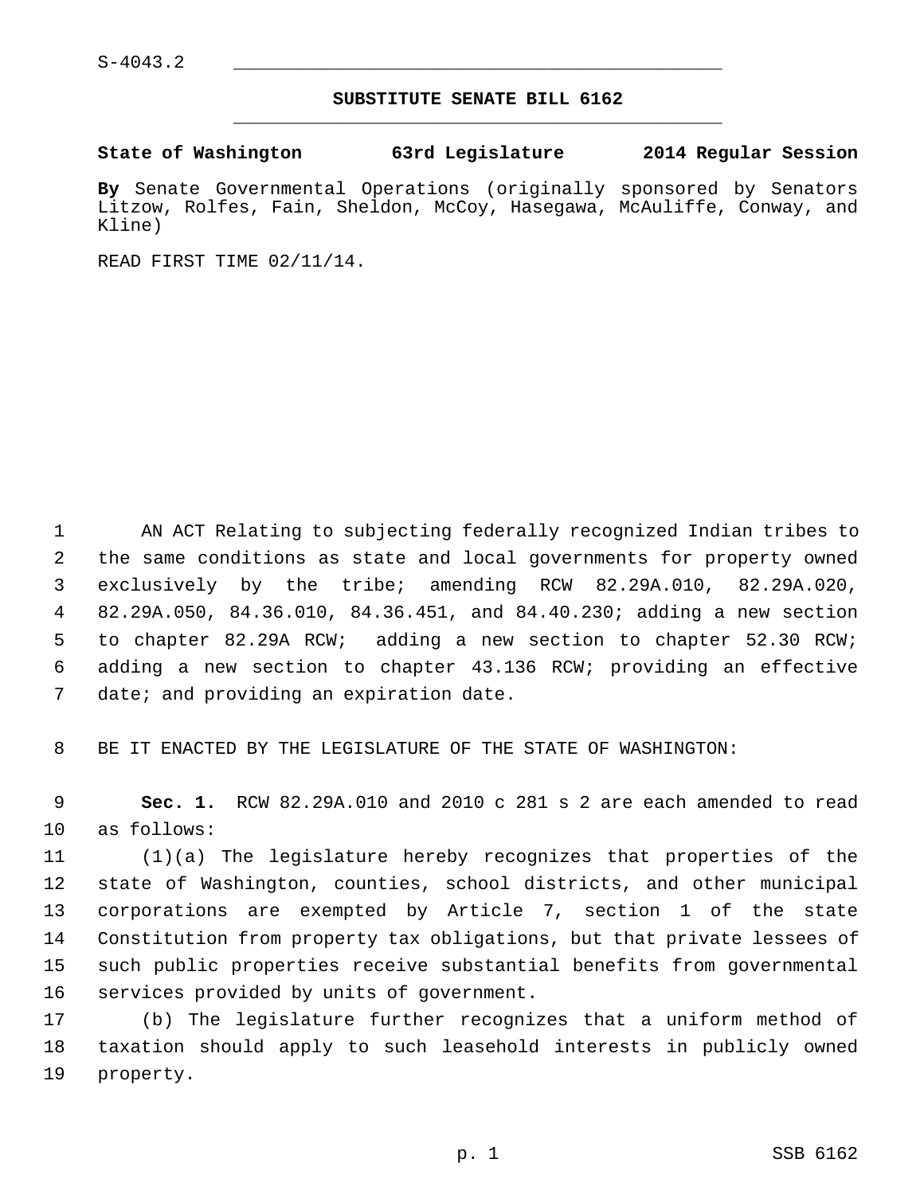S-4043.2

## SUBSTITUTE SENATE BILL 6162

**State of Washington 63rd Legislature 2014 Regular Session**

**By** Senate Governmental Operations (originally sponsored by Senators Litzow, Rolfes, Fain, Sheldon, McCoy, Hasegawa, McAuliffe, Conway, and Kline)

READ FIRST TIME 02/11/14.

AN ACT Relating to subjecting federally recognized Indian tribes to the same conditions as state and local governments for property owned exclusively by the tribe; amending RCW 82.29A.010, 82.29A.020, 82.29A.050, 84.36.010, 84.36.451, and 84.40.230; adding a new section to chapter 82.29A RCW; adding a new section to chapter 52.30 RCW; adding a new section to chapter 43.136 RCW; providing an effective date; and providing an expiration date.

BE IT ENACTED BY THE LEGISLATURE OF THE STATE OF WASHINGTON:

**Sec. 1.** RCW 82.29A.010 and 2010 c 281 s 2 are each amended to read as follows:

(1)(a) The legislature hereby recognizes that properties of the state of Washington, counties, school districts, and other municipal corporations are exempted by Article 7, section 1 of the state Constitution from property tax obligations, but that private lessees of such public properties receive substantial benefits from governmental services provided by units of government.

(b) The legislature further recognizes that a uniform method of taxation should apply to such leasehold interests in publicly owned property.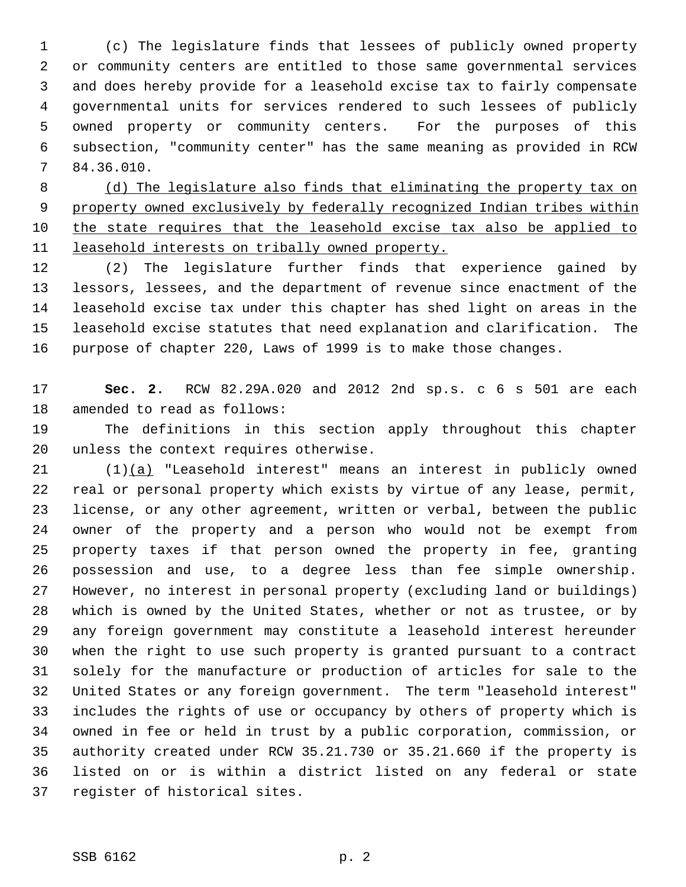(c) The legislature finds that lessees of publicly owned property or community centers are entitled to those same governmental services and does hereby provide for a leasehold excise tax to fairly compensate governmental units for services rendered to such lessees of publicly owned property or community centers. For the purposes of this subsection, "community center" has the same meaning as provided in RCW 84.36.010.

(d) The legislature also finds that eliminating the property tax on property owned exclusively by federally recognized Indian tribes within the state requires that the leasehold excise tax also be applied to leasehold interests on tribally owned property.

(2) The legislature further finds that experience gained by lessors, lessees, and the department of revenue since enactment of the leasehold excise tax under this chapter has shed light on areas in the leasehold excise statutes that need explanation and clarification. The purpose of chapter 220, Laws of 1999 is to make those changes.

**Sec. 2.** RCW 82.29A.020 and 2012 2nd sp.s. c 6 s 501 are each amended to read as follows:

The definitions in this section apply throughout this chapter unless the context requires otherwise.

(1)(a) "Leasehold interest" means an interest in publicly owned real or personal property which exists by virtue of any lease, permit, license, or any other agreement, written or verbal, between the public owner of the property and a person who would not be exempt from property taxes if that person owned the property in fee, granting possession and use, to a degree less than fee simple ownership. However, no interest in personal property (excluding land or buildings) which is owned by the United States, whether or not as trustee, or by any foreign government may constitute a leasehold interest hereunder when the right to use such property is granted pursuant to a contract solely for the manufacture or production of articles for sale to the United States or any foreign government. The term "leasehold interest" includes the rights of use or occupancy by others of property which is owned in fee or held in trust by a public corporation, commission, or authority created under RCW 35.21.730 or 35.21.660 if the property is listed on or is within a district listed on any federal or state register of historical sites.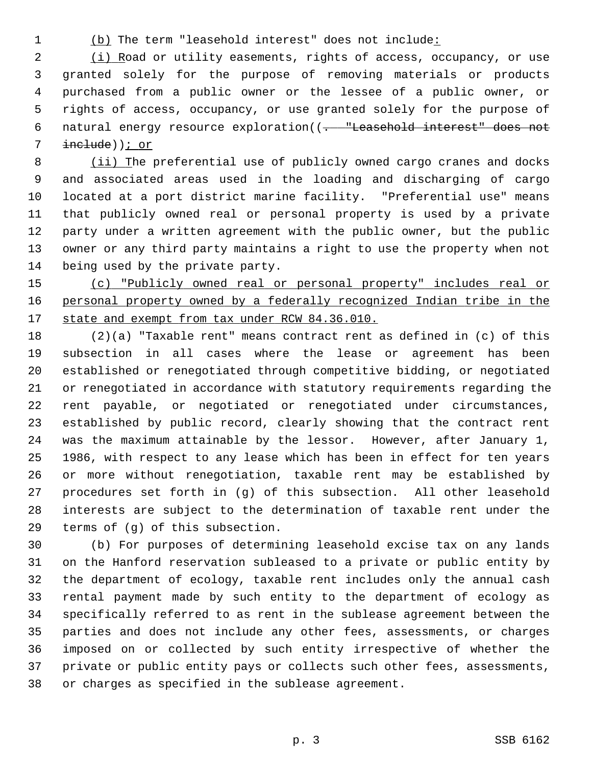(b) The term "leasehold interest" does not include:

(i) Road or utility easements, rights of access, occupancy, or use granted solely for the purpose of removing materials or products purchased from a public owner or the lessee of a public owner, or rights of access, occupancy, or use granted solely for the purpose of natural energy resource exploration((. "Leasehold interest" does not include)); or

(ii) The preferential use of publicly owned cargo cranes and docks and associated areas used in the loading and discharging of cargo located at a port district marine facility. "Preferential use" means that publicly owned real or personal property is used by a private party under a written agreement with the public owner, but the public owner or any third party maintains a right to use the property when not being used by the private party.

(c) "Publicly owned real or personal property" includes real or personal property owned by a federally recognized Indian tribe in the state and exempt from tax under RCW 84.36.010.

(2)(a) "Taxable rent" means contract rent as defined in (c) of this subsection in all cases where the lease or agreement has been established or renegotiated through competitive bidding, or negotiated or renegotiated in accordance with statutory requirements regarding the rent payable, or negotiated or renegotiated under circumstances, established by public record, clearly showing that the contract rent was the maximum attainable by the lessor. However, after January 1, 1986, with respect to any lease which has been in effect for ten years or more without renegotiation, taxable rent may be established by procedures set forth in (g) of this subsection. All other leasehold interests are subject to the determination of taxable rent under the terms of (g) of this subsection.

(b) For purposes of determining leasehold excise tax on any lands on the Hanford reservation subleased to a private or public entity by the department of ecology, taxable rent includes only the annual cash rental payment made by such entity to the department of ecology as specifically referred to as rent in the sublease agreement between the parties and does not include any other fees, assessments, or charges imposed on or collected by such entity irrespective of whether the private or public entity pays or collects such other fees, assessments, or charges as specified in the sublease agreement.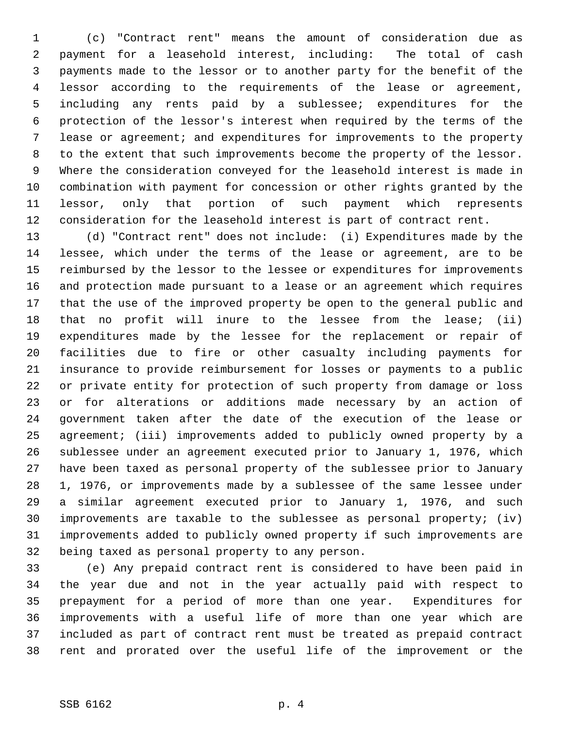(c) "Contract rent" means the amount of consideration due as payment for a leasehold interest, including: The total of cash payments made to the lessor or to another party for the benefit of the lessor according to the requirements of the lease or agreement, including any rents paid by a sublessee; expenditures for the protection of the lessor's interest when required by the terms of the lease or agreement; and expenditures for improvements to the property to the extent that such improvements become the property of the lessor. Where the consideration conveyed for the leasehold interest is made in combination with payment for concession or other rights granted by the lessor, only that portion of such payment which represents consideration for the leasehold interest is part of contract rent.

(d) "Contract rent" does not include: (i) Expenditures made by the lessee, which under the terms of the lease or agreement, are to be reimbursed by the lessor to the lessee or expenditures for improvements and protection made pursuant to a lease or an agreement which requires that the use of the improved property be open to the general public and that no profit will inure to the lessee from the lease; (ii) expenditures made by the lessee for the replacement or repair of facilities due to fire or other casualty including payments for insurance to provide reimbursement for losses or payments to a public or private entity for protection of such property from damage or loss or for alterations or additions made necessary by an action of government taken after the date of the execution of the lease or agreement; (iii) improvements added to publicly owned property by a sublessee under an agreement executed prior to January 1, 1976, which have been taxed as personal property of the sublessee prior to January 1, 1976, or improvements made by a sublessee of the same lessee under a similar agreement executed prior to January 1, 1976, and such improvements are taxable to the sublessee as personal property; (iv) improvements added to publicly owned property if such improvements are being taxed as personal property to any person.

(e) Any prepaid contract rent is considered to have been paid in the year due and not in the year actually paid with respect to prepayment for a period of more than one year. Expenditures for improvements with a useful life of more than one year which are included as part of contract rent must be treated as prepaid contract rent and prorated over the useful life of the improvement or the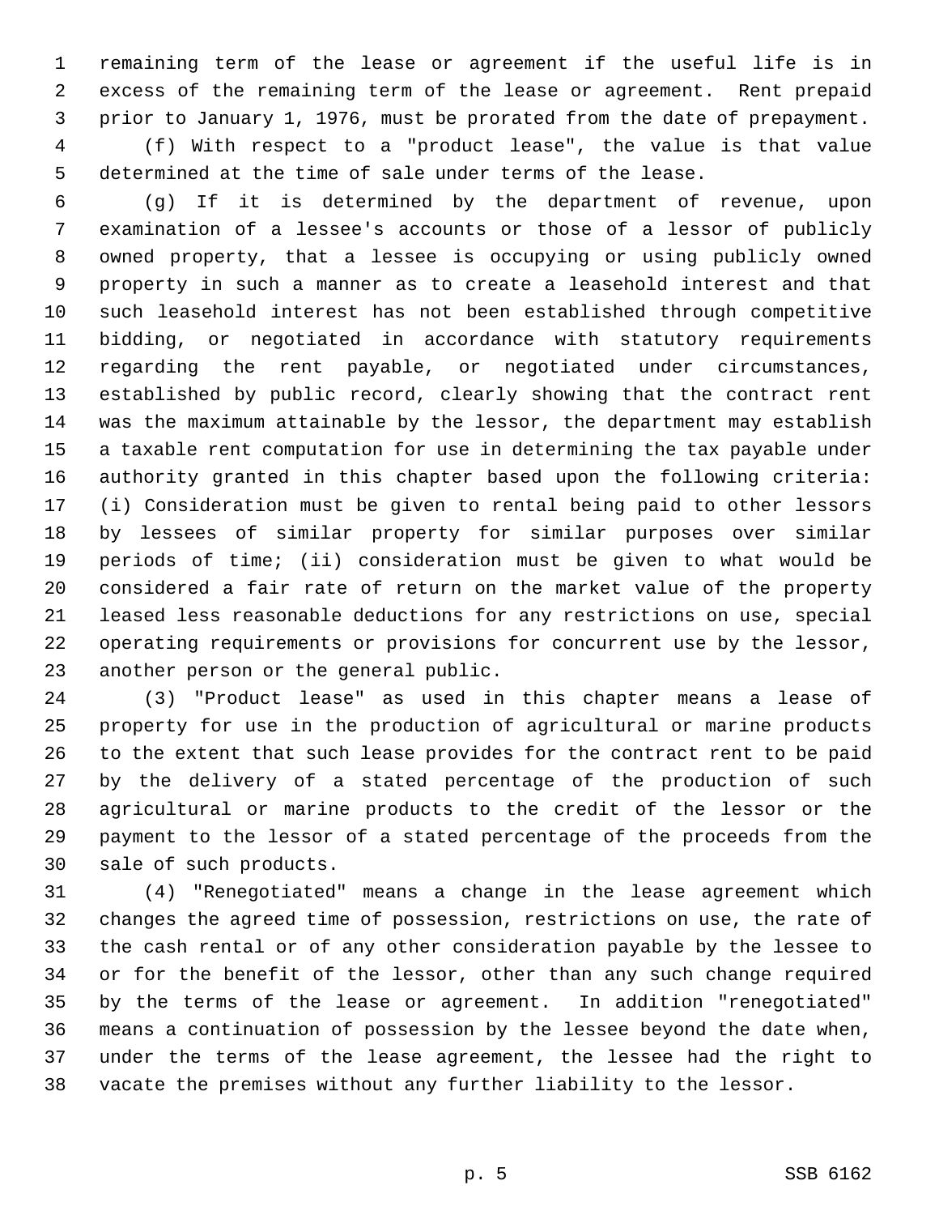remaining term of the lease or agreement if the useful life is in excess of the remaining term of the lease or agreement. Rent prepaid prior to January 1, 1976, must be prorated from the date of prepayment.

(f) With respect to a "product lease", the value is that value determined at the time of sale under terms of the lease.

(g) If it is determined by the department of revenue, upon examination of a lessee's accounts or those of a lessor of publicly owned property, that a lessee is occupying or using publicly owned property in such a manner as to create a leasehold interest and that such leasehold interest has not been established through competitive bidding, or negotiated in accordance with statutory requirements regarding the rent payable, or negotiated under circumstances, established by public record, clearly showing that the contract rent was the maximum attainable by the lessor, the department may establish a taxable rent computation for use in determining the tax payable under authority granted in this chapter based upon the following criteria: (i) Consideration must be given to rental being paid to other lessors by lessees of similar property for similar purposes over similar periods of time; (ii) consideration must be given to what would be considered a fair rate of return on the market value of the property leased less reasonable deductions for any restrictions on use, special operating requirements or provisions for concurrent use by the lessor, another person or the general public.

(3) "Product lease" as used in this chapter means a lease of property for use in the production of agricultural or marine products to the extent that such lease provides for the contract rent to be paid by the delivery of a stated percentage of the production of such agricultural or marine products to the credit of the lessor or the payment to the lessor of a stated percentage of the proceeds from the sale of such products.

(4) "Renegotiated" means a change in the lease agreement which changes the agreed time of possession, restrictions on use, the rate of the cash rental or of any other consideration payable by the lessee to or for the benefit of the lessor, other than any such change required by the terms of the lease or agreement. In addition "renegotiated" means a continuation of possession by the lessee beyond the date when, under the terms of the lease agreement, the lessee had the right to vacate the premises without any further liability to the lessor.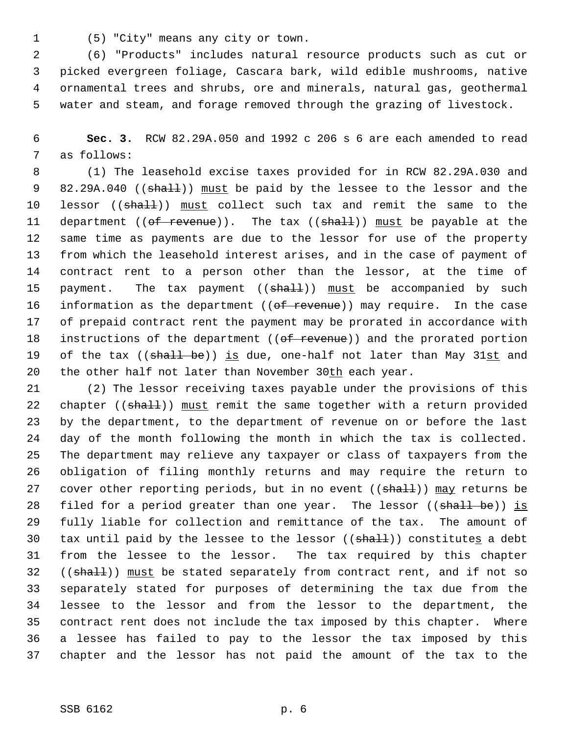(5) "City" means any city or town.

(6) "Products" includes natural resource products such as cut or picked evergreen foliage, Cascara bark, wild edible mushrooms, native ornamental trees and shrubs, ore and minerals, natural gas, geothermal water and steam, and forage removed through the grazing of livestock.

**Sec. 3.** RCW 82.29A.050 and 1992 c 206 s 6 are each amended to read as follows:

(1) The leasehold excise taxes provided for in RCW 82.29A.030 and 82.29A.040 ((~~shall~~)) <u>must</u> be paid by the lessee to the lessor and the lessor ((~~shall~~)) <u>must</u> collect such tax and remit the same to the department ((~~of revenue~~)). The tax ((~~shall~~)) <u>must</u> be payable at the same time as payments are due to the lessor for use of the property from which the leasehold interest arises, and in the case of payment of contract rent to a person other than the lessor, at the time of payment. The tax payment ((~~shall~~)) <u>must</u> be accompanied by such information as the department ((~~of revenue~~)) may require. In the case of prepaid contract rent the payment may be prorated in accordance with instructions of the department ((~~of revenue~~)) and the prorated portion of the tax ((~~shall be~~)) <u>is</u> due, one-half not later than May 31<u>st</u> and the other half not later than November 30<u>th</u> each year.

(2) The lessor receiving taxes payable under the provisions of this chapter ((~~shall~~)) <u>must</u> remit the same together with a return provided by the department, to the department of revenue on or before the last day of the month following the month in which the tax is collected. The department may relieve any taxpayer or class of taxpayers from the obligation of filing monthly returns and may require the return to cover other reporting periods, but in no event ((~~shall~~)) <u>may</u> returns be filed for a period greater than one year. The lessor ((~~shall be~~)) <u>is</u> fully liable for collection and remittance of the tax. The amount of tax until paid by the lessee to the lessor ((~~shall~~)) constitute<u>s</u> a debt from the lessee to the lessor. The tax required by this chapter ((~~shall~~)) <u>must</u> be stated separately from contract rent, and if not so separately stated for purposes of determining the tax due from the lessee to the lessor and from the lessor to the department, the contract rent does not include the tax imposed by this chapter. Where a lessee has failed to pay to the lessor the tax imposed by this chapter and the lessor has not paid the amount of the tax to the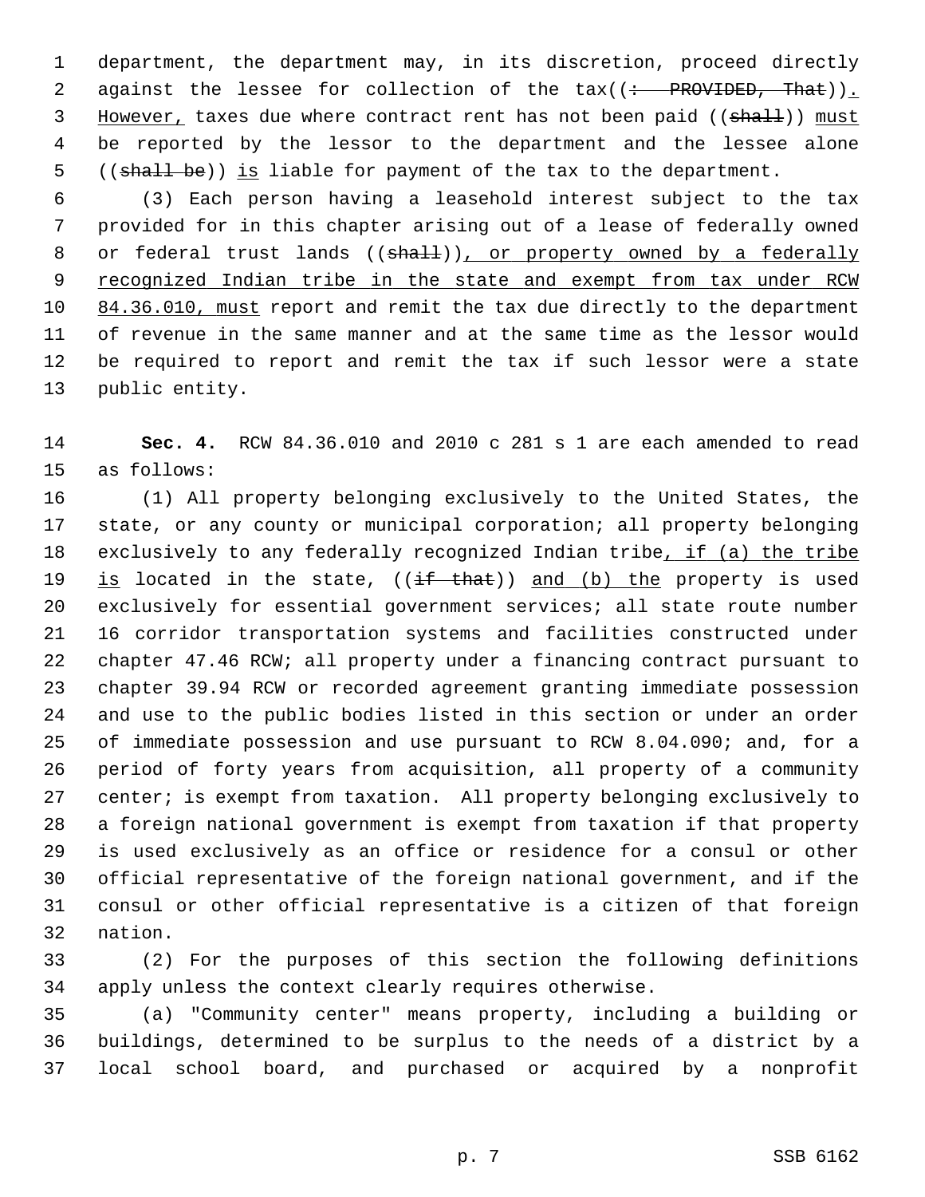department, the department may, in its discretion, proceed directly against the lessee for collection of the tax((: PROVIDED, That)). However, taxes due where contract rent has not been paid ((shall)) must be reported by the lessor to the department and the lessee alone ((shall be)) is liable for payment of the tax to the department.

(3) Each person having a leasehold interest subject to the tax provided for in this chapter arising out of a lease of federally owned or federal trust lands ((shall)), or property owned by a federally recognized Indian tribe in the state and exempt from tax under RCW 84.36.010, must report and remit the tax due directly to the department of revenue in the same manner and at the same time as the lessor would be required to report and remit the tax if such lessor were a state public entity.

**Sec. 4.** RCW 84.36.010 and 2010 c 281 s 1 are each amended to read as follows:

(1) All property belonging exclusively to the United States, the state, or any county or municipal corporation; all property belonging exclusively to any federally recognized Indian tribe, if (a) the tribe is located in the state, ((if that)) and (b) the property is used exclusively for essential government services; all state route number 16 corridor transportation systems and facilities constructed under chapter 47.46 RCW; all property under a financing contract pursuant to chapter 39.94 RCW or recorded agreement granting immediate possession and use to the public bodies listed in this section or under an order of immediate possession and use pursuant to RCW 8.04.090; and, for a period of forty years from acquisition, all property of a community center; is exempt from taxation. All property belonging exclusively to a foreign national government is exempt from taxation if that property is used exclusively as an office or residence for a consul or other official representative of the foreign national government, and if the consul or other official representative is a citizen of that foreign nation.

(2) For the purposes of this section the following definitions apply unless the context clearly requires otherwise.

(a) "Community center" means property, including a building or buildings, determined to be surplus to the needs of a district by a local school board, and purchased or acquired by a nonprofit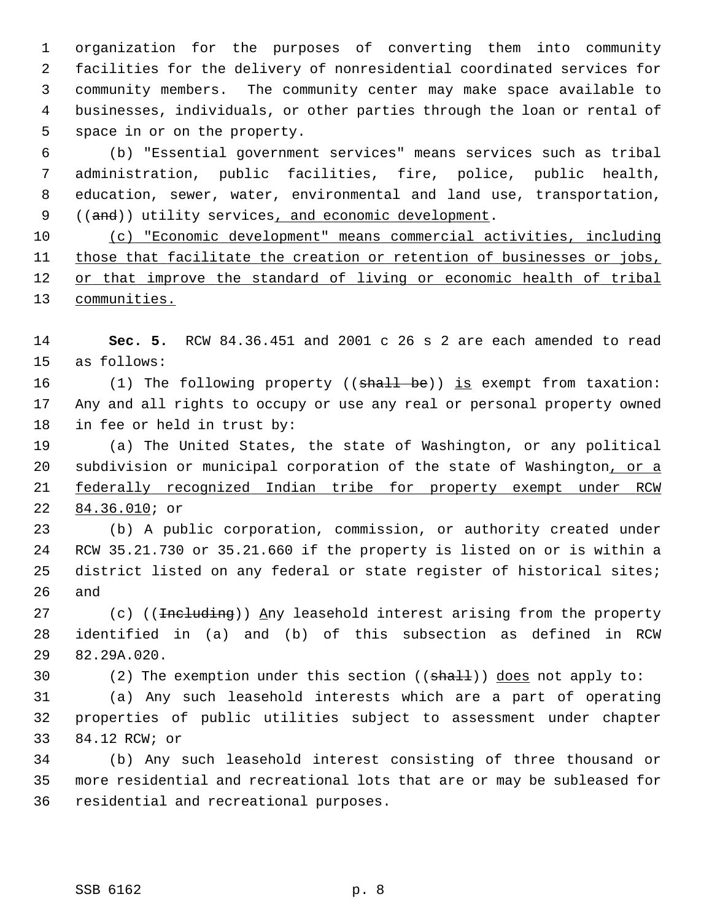organization for the purposes of converting them into community facilities for the delivery of nonresidential coordinated services for community members. The community center may make space available to businesses, individuals, or other parties through the loan or rental of space in or on the property.

(b) "Essential government services" means services such as tribal administration, public facilities, fire, police, public health, education, sewer, water, environmental and land use, transportation, ((~~and~~)) utility services<u>, and economic development</u>.

<u>(c) "Economic development" means commercial activities, including those that facilitate the creation or retention of businesses or jobs, or that improve the standard of living or economic health of tribal communities.</u>

**Sec. 5.** RCW 84.36.451 and 2001 c 26 s 2 are each amended to read as follows:

(1) The following property ((~~shall be~~)) <u>is</u> exempt from taxation: Any and all rights to occupy or use any real or personal property owned in fee or held in trust by:

(a) The United States, the state of Washington, or any political subdivision or municipal corporation of the state of Washington<u>, or a federally recognized Indian tribe for property exempt under RCW 84.36.010</u>; or

(b) A public corporation, commission, or authority created under RCW 35.21.730 or 35.21.660 if the property is listed on or is within a district listed on any federal or state register of historical sites; and

(c) ((~~Including~~)) <u>A</u>ny leasehold interest arising from the property identified in (a) and (b) of this subsection as defined in RCW 82.29A.020.

(2) The exemption under this section ((~~shall~~)) <u>does</u> not apply to:

(a) Any such leasehold interests which are a part of operating properties of public utilities subject to assessment under chapter 84.12 RCW; or

(b) Any such leasehold interest consisting of three thousand or more residential and recreational lots that are or may be subleased for residential and recreational purposes.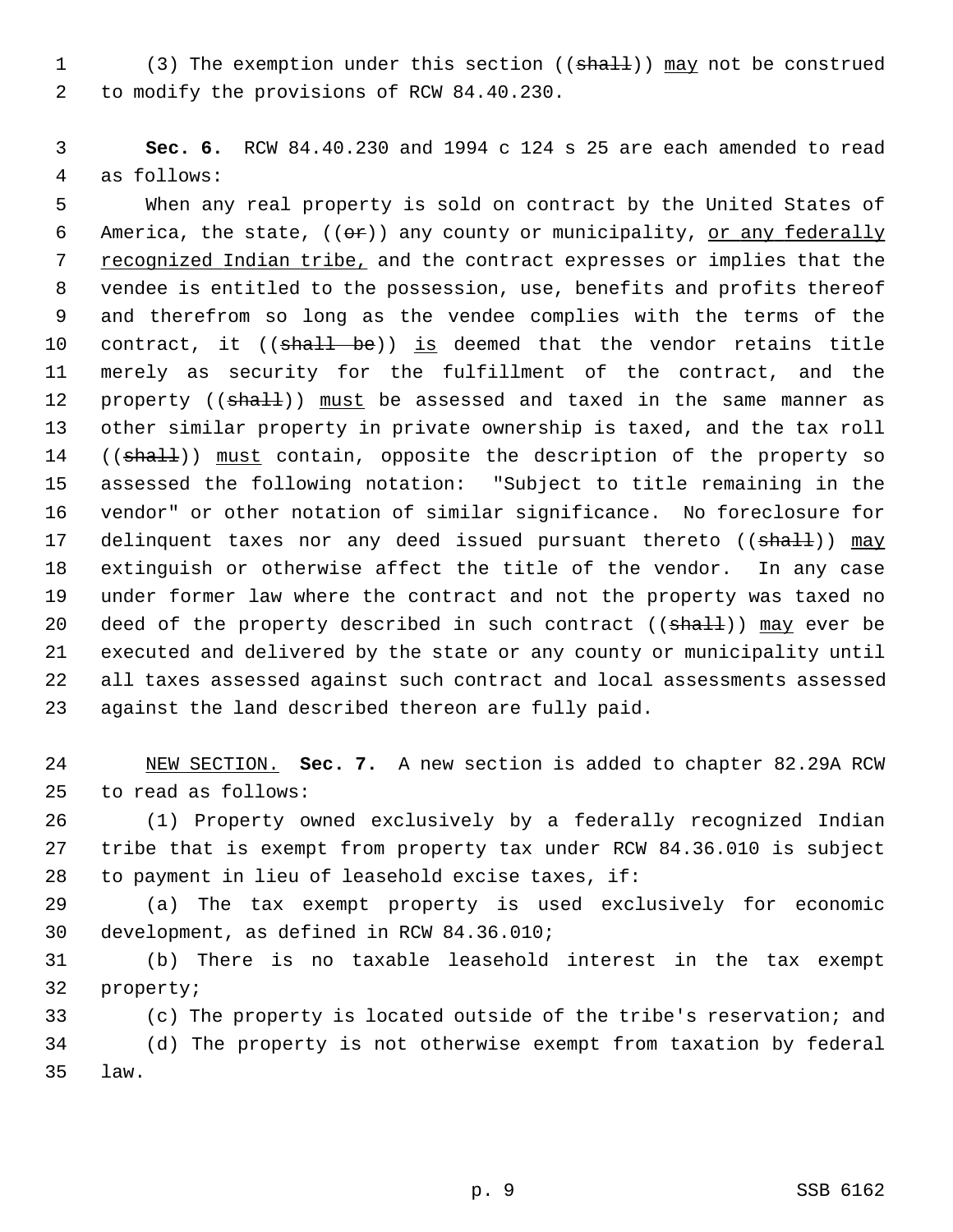(3) The exemption under this section ((~~shall~~)) <u>may</u> not be construed to modify the provisions of RCW 84.40.230.

**Sec. 6.** RCW 84.40.230 and 1994 c 124 s 25 are each amended to read as follows:

When any real property is sold on contract by the United States of America, the state, ((~~or~~)) any county or municipality, <u>or any federally recognized Indian tribe,</u> and the contract expresses or implies that the vendee is entitled to the possession, use, benefits and profits thereof and therefrom so long as the vendee complies with the terms of the contract, it ((~~shall be~~)) <u>is</u> deemed that the vendor retains title merely as security for the fulfillment of the contract, and the property ((~~shall~~)) <u>must</u> be assessed and taxed in the same manner as other similar property in private ownership is taxed, and the tax roll ((~~shall~~)) <u>must</u> contain, opposite the description of the property so assessed the following notation: "Subject to title remaining in the vendor" or other notation of similar significance. No foreclosure for delinquent taxes nor any deed issued pursuant thereto ((~~shall~~)) <u>may</u> extinguish or otherwise affect the title of the vendor. In any case under former law where the contract and not the property was taxed no deed of the property described in such contract ((~~shall~~)) <u>may</u> ever be executed and delivered by the state or any county or municipality until all taxes assessed against such contract and local assessments assessed against the land described thereon are fully paid.

<u>NEW SECTION.</u> **Sec. 7.** A new section is added to chapter 82.29A RCW to read as follows:

(1) Property owned exclusively by a federally recognized Indian tribe that is exempt from property tax under RCW 84.36.010 is subject to payment in lieu of leasehold excise taxes, if:

(a) The tax exempt property is used exclusively for economic development, as defined in RCW 84.36.010;

(b) There is no taxable leasehold interest in the tax exempt property;

(c) The property is located outside of the tribe's reservation; and

(d) The property is not otherwise exempt from taxation by federal law.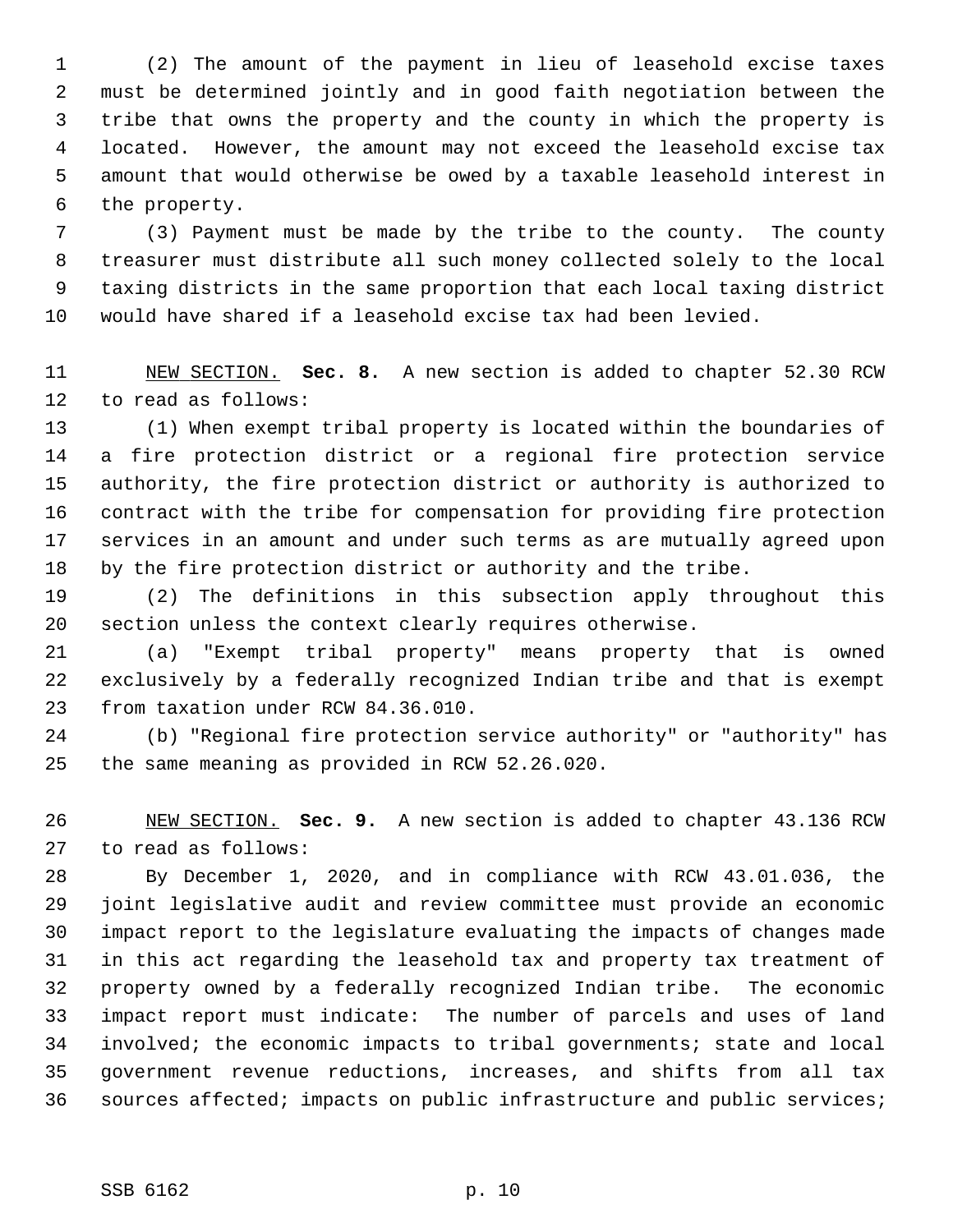(2) The amount of the payment in lieu of leasehold excise taxes must be determined jointly and in good faith negotiation between the tribe that owns the property and the county in which the property is located. However, the amount may not exceed the leasehold excise tax amount that would otherwise be owed by a taxable leasehold interest in the property.

(3) Payment must be made by the tribe to the county. The county treasurer must distribute all such money collected solely to the local taxing districts in the same proportion that each local taxing district would have shared if a leasehold excise tax had been levied.

NEW SECTION. **Sec. 8.** A new section is added to chapter 52.30 RCW to read as follows:

(1) When exempt tribal property is located within the boundaries of a fire protection district or a regional fire protection service authority, the fire protection district or authority is authorized to contract with the tribe for compensation for providing fire protection services in an amount and under such terms as are mutually agreed upon by the fire protection district or authority and the tribe.

(2) The definitions in this subsection apply throughout this section unless the context clearly requires otherwise.

(a) "Exempt tribal property" means property that is owned exclusively by a federally recognized Indian tribe and that is exempt from taxation under RCW 84.36.010.

(b) "Regional fire protection service authority" or "authority" has the same meaning as provided in RCW 52.26.020.

NEW SECTION. **Sec. 9.** A new section is added to chapter 43.136 RCW to read as follows:

By December 1, 2020, and in compliance with RCW 43.01.036, the joint legislative audit and review committee must provide an economic impact report to the legislature evaluating the impacts of changes made in this act regarding the leasehold tax and property tax treatment of property owned by a federally recognized Indian tribe. The economic impact report must indicate: The number of parcels and uses of land involved; the economic impacts to tribal governments; state and local government revenue reductions, increases, and shifts from all tax sources affected; impacts on public infrastructure and public services;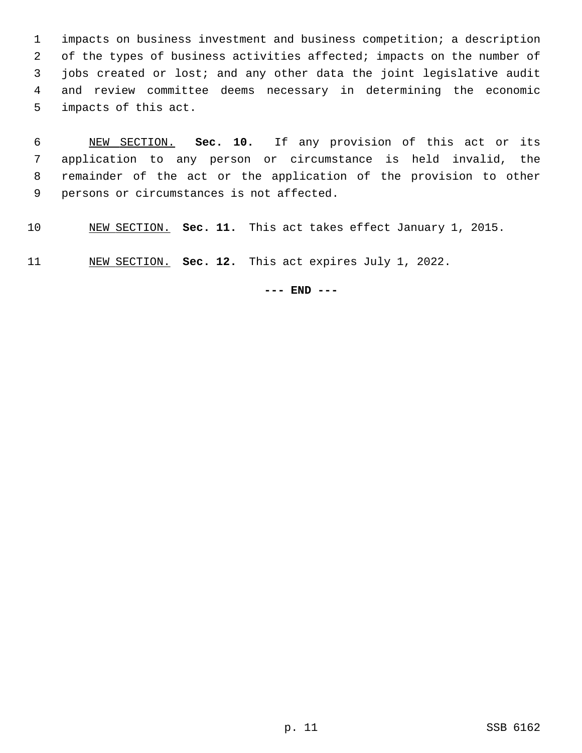impacts on business investment and business competition; a description of the types of business activities affected; impacts on the number of jobs created or lost; and any other data the joint legislative audit and review committee deems necessary in determining the economic impacts of this act.

NEW SECTION. **Sec. 10.** If any provision of this act or its application to any person or circumstance is held invalid, the remainder of the act or the application of the provision to other persons or circumstances is not affected.

NEW SECTION. **Sec. 11.** This act takes effect January 1, 2015.

NEW SECTION. **Sec. 12.** This act expires July 1, 2022.

**--- END ---**